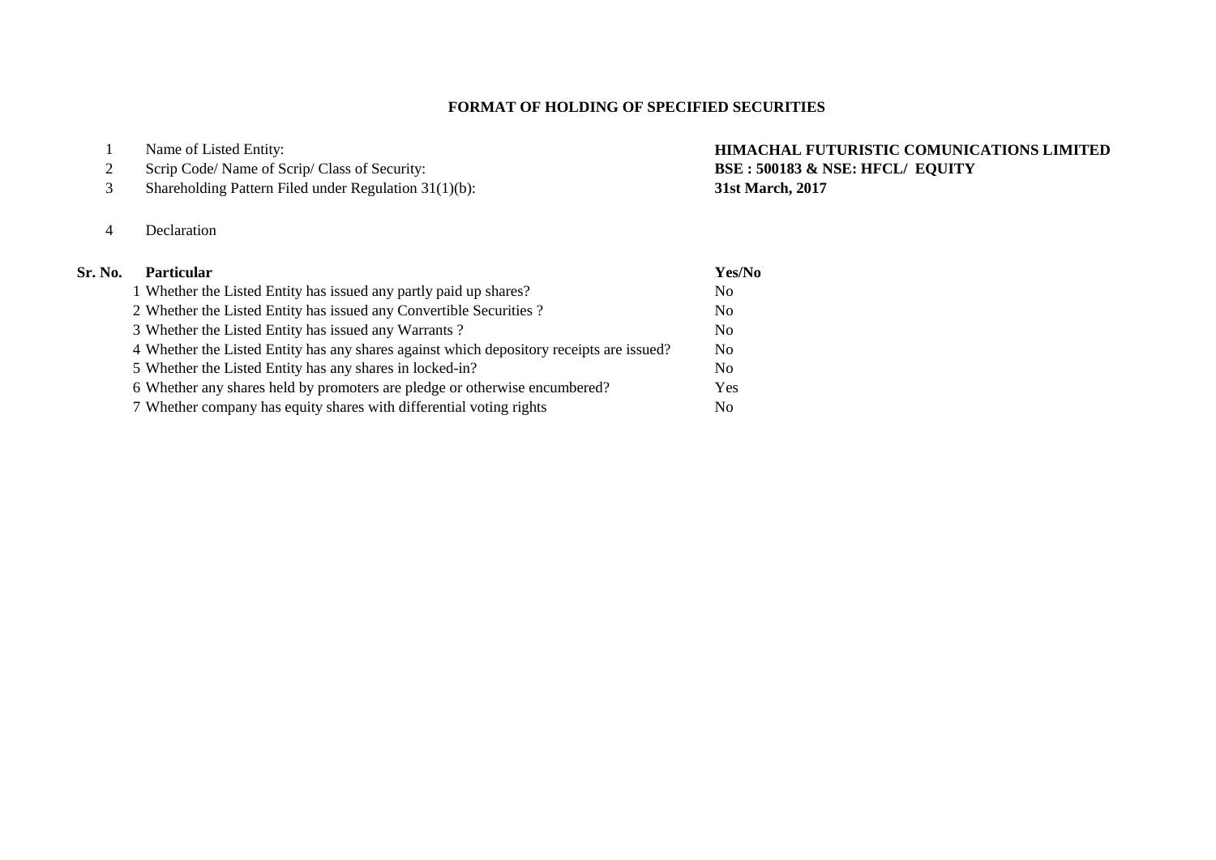# FORMAT OF HOLDING OF SPECIFIED SECURITIES

| | | |
|---|---|---|
| 1 | Name of Listed Entity: | **HIMACHAL FUTURISTIC COMUNICATIONS LIMITED** |
| 2 | Scrip Code/ Name of Scrip/ Class of Security: | **BSE : 500183 & NSE: HFCL/ EQUITY** |
| 3 | Shareholding Pattern Filed under Regulation 31(1)(b): | **31st March, 2017** |
| 4 | Declaration | |

| Sr. No. | Particular | Yes/No |
|---|---|---|
| 1 | Whether the Listed Entity has issued any partly paid up shares? | No |
| 2 | Whether the Listed Entity has issued any Convertible Securities ? | No |
| 3 | Whether the Listed Entity has issued any Warrants ? | No |
| 4 | Whether the Listed Entity has any shares against which depository receipts are issued? | No |
| 5 | Whether the Listed Entity has any shares in locked-in? | No |
| 6 | Whether any shares held by promoters are pledge or otherwise encumbered? | Yes |
| 7 | Whether company has equity shares with differential voting rights | No |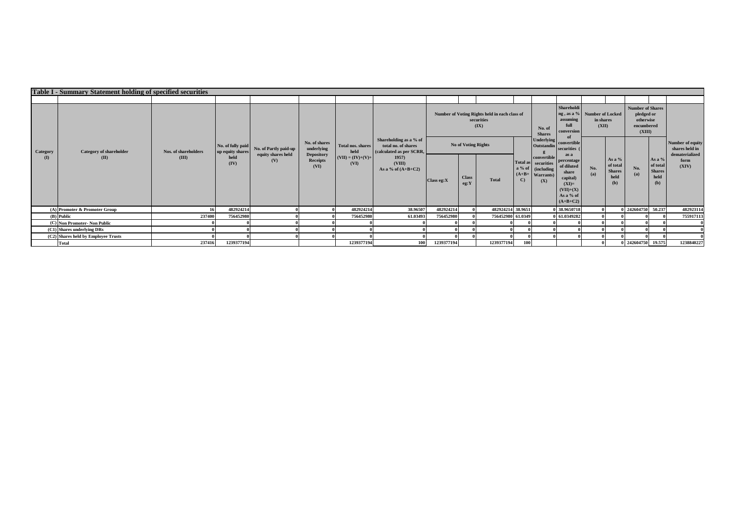## Table I - Summary Statement holding of specified securities

| Category (I) | Category of shareholder (II) | Nos. of shareholders (III) | No. of fully paid up equity shares held (IV) | No. of Partly paid-up equity shares held (V) | No. of shares underlying Depository Receipts (VI) | Total nos. shares held (VII) = (IV)+(V)+(VI) | Shareholding as a % of total no. of shares (calculated as per SCRR, 1957) (VIII) As a % of (A+B+C2) | Number of Voting Rights held in each class of securities (IX) | | | | No. of Shares Underlying Outstanding convertible securities (including Warrants) (X) | Shareholding , as a % assuming full conversion of convertible securities ( as a percentage of diluted share capital) (XI)= (VII)+(X) As a % of (A+B+C2) | Number of Locked in shares (XII) | | Number of Shares pledged or otherwise encumbered (XIII) | | Number of equity shares held in dematerialized form (XIV) |
|---|---|---|---|---|---|---|---|---|---|---|---|---|---|---|---|---|---|---|
| | | | | | | | | No of Voting Rights | | | Total as a % of (A+B+C) | | | No. (a) | As a % of total Shares held (b) | No. (a) | As a % of total Shares held (b) | |
| | | | | | | | | Class eg:X | Class eg:Y | Total | | | | | | | | |
| (A) | Promoter & Promoter Group | 16 | 482924214 | 0 | 0 | 482924214 | 38.96507 | 482924214 | 0 | 482924214 | 38.9651 | 0 | 38.9650718 | 0 | 0 | 242604750 | 50.237 | 482923114 |
| (B) | Public | 237400 | 756452980 | 0 | 0 | 756452980 | 61.03493 | 756452980 | 0 | 756452980 | 61.0349 | 0 | 61.0349282 | 0 | 0 | 0 | 0 | 755917113 |
| (C) | Non Promoter- Non Public | 0 | 0 | 0 | 0 | 0 | 0 | 0 | 0 | 0 | 0 | 0 | 0 | 0 | 0 | 0 | 0 | 0 |
| (C1) | Shares underlying DRs | 0 | 0 | 0 | 0 | 0 | 0 | 0 | 0 | 0 | 0 | 0 | 0 | 0 | 0 | 0 | 0 | 0 |
| (C2) | Shares held by Employee Trusts | 0 | 0 | 0 | 0 | 0 | 0 | 0 | 0 | 0 | 0 | 0 | 0 | 0 | 0 | 0 | 0 | 0 |
| | Total | 237416 | 1239377194 | | | 1239377194 | 100 | 1239377194 | | 1239377194 | 100 | | | 0 | 0 | 242604750 | 19.575 | 1238840227 |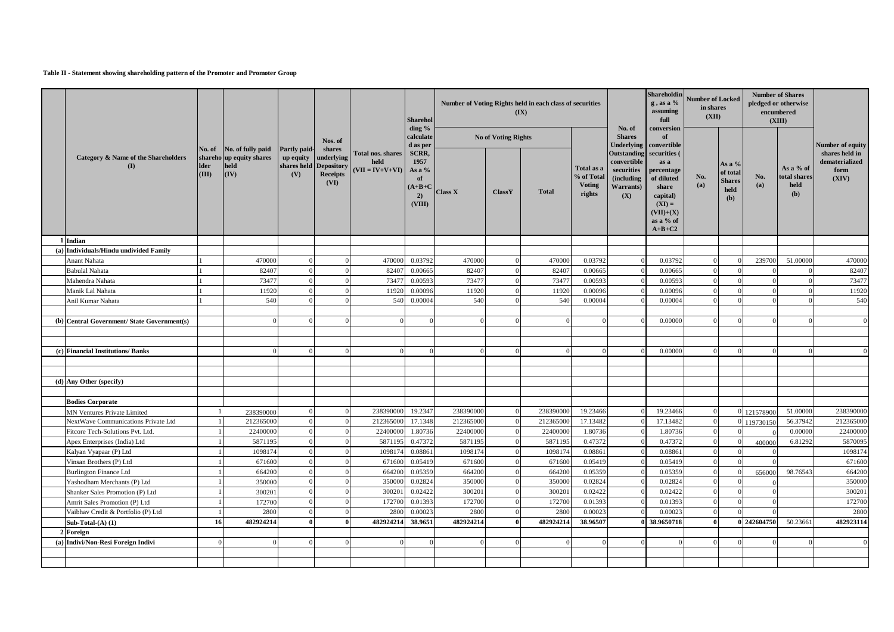**Table II - Statement showing shareholding pattern of the Promoter and Promoter Group**

| | Category & Name of the Shareholders (I) | No. of shareholder (III) | No. of fully paid up equity shares held (IV) | Partly paid-up equity shares held (V) | Nos. of shares underlying Depository Receipts (VI) | Total nos. shares held (VII = IV+V+VI) | Shareholding % calculated as per SCRR, 1957 As a % of (A+B+C2) (VIII) | Number of Voting Rights held in each class of securities (IX) | | | | No. of Shares Underlying Outstanding convertible securities (including Warrants) (X) | Shareholding , as a % assuming full conversion of convertible securities ( as a percentage of diluted share capital) (XI) = (VII)+(X) as a % of A+B+C2 | Number of Locked in shares (XII) | | Number of Shares pledged or otherwise encumbered (XIII) | | Number of equity shares held in dematerialized form (XIV) |
|---|---|---|---|---|---|---|---|---|---|---|---|---|---|---|---|---|---|---|
| | | | | | | | | No of Voting Rights | | | Total as a % of Total Voting rights | | | No. (a) | As a % of total Shares held (b) | No. (a) | As a % of total shares held (b) | |
| | | | | | | | | Class X | ClassY | Total | | | | | | | | |
| 1 | **Indian** | | | | | | | | | | | | | | | | | |
| (a) | **Individuals/Hindu undivided Family** | | | | | | | | | | | | | | | | | |
| | Anant Nahata | 1 | 470000 | 0 | 0 | 470000 | 0.03792 | 470000 | 0 | 470000 | 0.03792 | 0 | 0.03792 | 0 | 0 | 239700 | 51.00000 | 470000 |
| | Babulal Nahata | 1 | 82407 | 0 | 0 | 82407 | 0.00665 | 82407 | 0 | 82407 | 0.00665 | 0 | 0.00665 | 0 | 0 | 0 | 0 | 82407 |
| | Mahendra Nahata | 1 | 73477 | 0 | 0 | 73477 | 0.00593 | 73477 | 0 | 73477 | 0.00593 | 0 | 0.00593 | 0 | 0 | 0 | 0 | 73477 |
| | Manik Lal Nahata | 1 | 11920 | 0 | 0 | 11920 | 0.00096 | 11920 | 0 | 11920 | 0.00096 | 0 | 0.00096 | 0 | 0 | 0 | 0 | 11920 |
| | Anil Kumar Nahata | 1 | 540 | 0 | 0 | 540 | 0.00004 | 540 | 0 | 540 | 0.00004 | 0 | 0.00004 | 0 | 0 | 0 | 0 | 540 |
| | | | | | | | | | | | | | | | | | | |
| (b) | **Central Government/ State Government(s)** | | 0 | 0 | 0 | 0 | 0 | 0 | 0 | 0 | 0 | 0 | 0.00000 | 0 | 0 | 0 | 0 | 0 |
| | | | | | | | | | | | | | | | | | | |
| | | | | | | | | | | | | | | | | | | |
| (c) | **Financial Institutions/ Banks** | | 0 | 0 | 0 | 0 | 0 | 0 | 0 | 0 | 0 | 0 | 0.00000 | 0 | 0 | 0 | 0 | 0 |
| | | | | | | | | | | | | | | | | | | |
| | | | | | | | | | | | | | | | | | | |
| (d) | **Any Other (specify)** | | | | | | | | | | | | | | | | | |
| | | | | | | | | | | | | | | | | | | |
| | **Bodies Corporate** | | | | | | | | | | | | | | | | | |
| | MN Ventures Private Limited | 1 | 238390000 | 0 | 0 | 238390000 | 19.2347 | 238390000 | 0 | 238390000 | 19.23466 | 0 | 19.23466 | 0 | 0 | 121578900 | 51.00000 | 238390000 |
| | NextWave Communications Private Ltd | 1 | 212365000 | 0 | 0 | 212365000 | 17.1348 | 212365000 | 0 | 212365000 | 17.13482 | 0 | 17.13482 | 0 | 0 | 119730150 | 56.37942 | 212365000 |
| | Fitcore Tech-Solutions Pvt. Ltd. | 1 | 22400000 | 0 | 0 | 22400000 | 1.80736 | 22400000 | 0 | 22400000 | 1.80736 | 0 | 1.80736 | 0 | 0 | 0 | 0.00000 | 22400000 |
| | Apex Enterprises (India) Ltd | 1 | 5871195 | 0 | 0 | 5871195 | 0.47372 | 5871195 | 0 | 5871195 | 0.47372 | 0 | 0.47372 | 0 | 0 | 400000 | 6.81292 | 5870095 |
| | Kalyan Vyapaar (P) Ltd | 1 | 1098174 | 0 | 0 | 1098174 | 0.08861 | 1098174 | 0 | 1098174 | 0.08861 | 0 | 0.08861 | 0 | 0 | 0 | | 1098174 |
| | Vinsan Brothers (P) Ltd | 1 | 671600 | 0 | 0 | 671600 | 0.05419 | 671600 | 0 | 671600 | 0.05419 | 0 | 0.05419 | 0 | 0 | 0 | | 671600 |
| | Burlington Finance Ltd | 1 | 664200 | 0 | 0 | 664200 | 0.05359 | 664200 | 0 | 664200 | 0.05359 | 0 | 0.05359 | 0 | 0 | 656000 | 98.76543 | 664200 |
| | Yashodham Merchants (P) Ltd | 1 | 350000 | 0 | 0 | 350000 | 0.02824 | 350000 | 0 | 350000 | 0.02824 | 0 | 0.02824 | 0 | 0 | 0 | | 350000 |
| | Shanker Sales Promotion (P) Ltd | 1 | 300201 | 0 | 0 | 300201 | 0.02422 | 300201 | 0 | 300201 | 0.02422 | 0 | 0.02422 | 0 | 0 | 0 | | 300201 |
| | Amrit Sales Promotion (P) Ltd | 1 | 172700 | 0 | 0 | 172700 | 0.01393 | 172700 | 0 | 172700 | 0.01393 | 0 | 0.01393 | 0 | 0 | 0 | | 172700 |
| | Vaibhav Credit & Portfolio (P) Ltd | 1 | 2800 | 0 | 0 | 2800 | 0.00023 | 2800 | 0 | 2800 | 0.00023 | 0 | 0.00023 | 0 | 0 | 0 | | 2800 |
| | **Sub-Total-(A) (1)** | **16** | **482924214** | **0** | **0** | **482924214** | **38.9651** | **482924214** | **0** | **482924214** | **38.96507** | **0** | **38.9650718** | **0** | **0** | **242604750** | 50.23661 | **482923114** |
| 2 | **Foreign** | | | | | | | | | | | | | | | | | |
| (a) | **Indivi/Non-Resi Foreign Indivi** | 0 | 0 | 0 | 0 | 0 | 0 | 0 | 0 | 0 | 0 | 0 | 0 | 0 | 0 | 0 | 0 | 0 |
| | | | | | | | | | | | | | | | | | | |
| | | | | | | | | | | | | | | | | | | |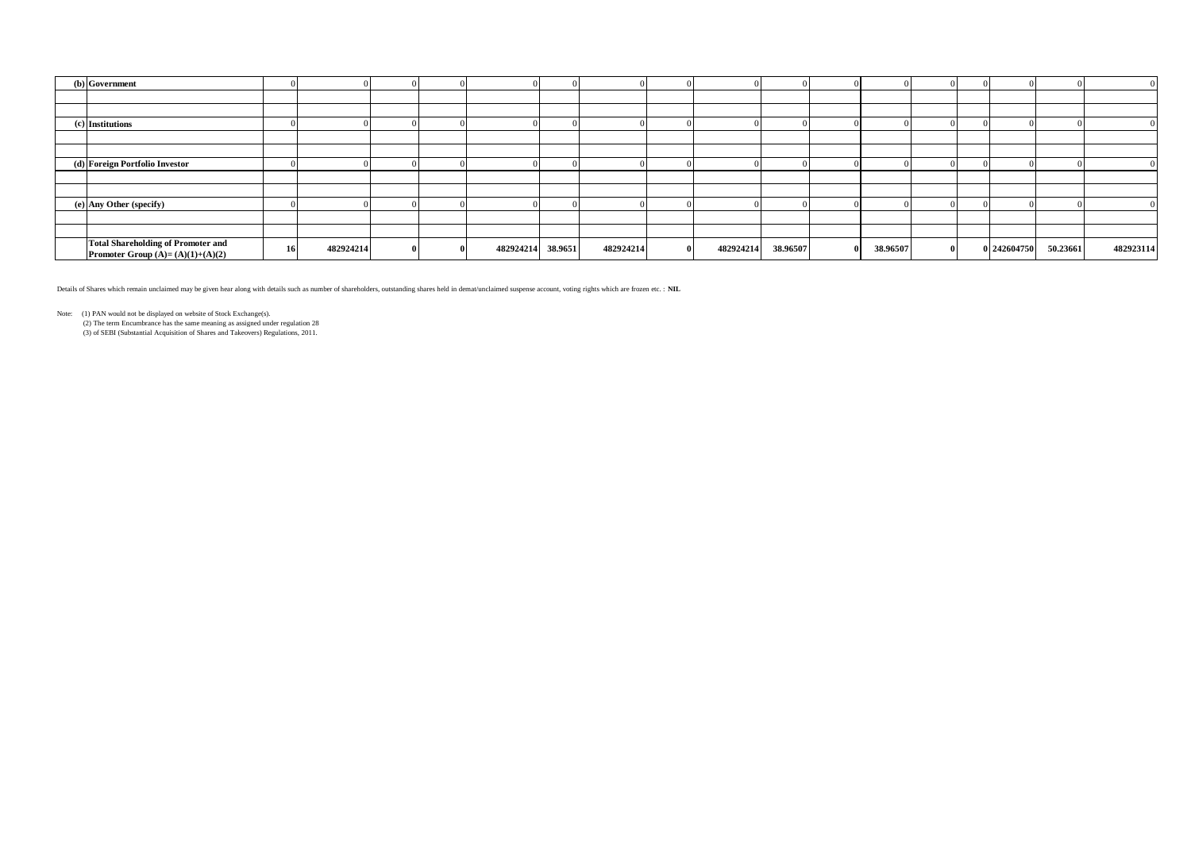| | | | | | | | | | | | | | | | | | | |
|---|---|---|---|---|---|---|---|---|---|---|---|---|---|---|---|---|---|---|
| (b) | Government | 0 | 0 | 0 | 0 | 0 | 0 | 0 | 0 | 0 | 0 | 0 | 0 | 0 | 0 | 0 | 0 | 0 |
| | | | | | | | | | | | | | | | | | | |
| | | | | | | | | | | | | | | | | | | |
| (c) | Institutions | 0 | 0 | 0 | 0 | 0 | 0 | 0 | 0 | 0 | 0 | 0 | 0 | 0 | 0 | 0 | 0 | 0 |
| | | | | | | | | | | | | | | | | | | |
| | | | | | | | | | | | | | | | | | | |
| (d) | Foreign Portfolio Investor | 0 | 0 | 0 | 0 | 0 | 0 | 0 | 0 | 0 | 0 | 0 | 0 | 0 | 0 | 0 | 0 | 0 |
| | | | | | | | | | | | | | | | | | | |
| | | | | | | | | | | | | | | | | | | |
| (e) | Any Other (specify) | 0 | 0 | 0 | 0 | 0 | 0 | 0 | 0 | 0 | 0 | 0 | 0 | 0 | 0 | 0 | 0 | 0 |
| | | | | | | | | | | | | | | | | | | |
| | | | | | | | | | | | | | | | | | | |
| | **Total Shareholding of Promoter and Promoter Group (A)= (A)(1)+(A)(2)** | **16** | **482924214** | **0** | **0** | **482924214** | **38.9651** | **482924214** | **0** | **482924214** | **38.96507** | **0** | **38.96507** | **0** | **0** | **242604750** | **50.23661** | **482923114** |

Details of Shares which remain unclaimed may be given hear along with details such as number of shareholders, outstanding shares held in demat/unclaimed suspense account, voting rights which are frozen etc. : **NIL**

Note: (1) PAN would not be displayed on website of Stock Exchange(s).
(2) The term Encumbrance has the same meaning as assigned under regulation 28
(3) of SEBI (Substantial Acquisition of Shares and Takeovers) Regulations, 2011.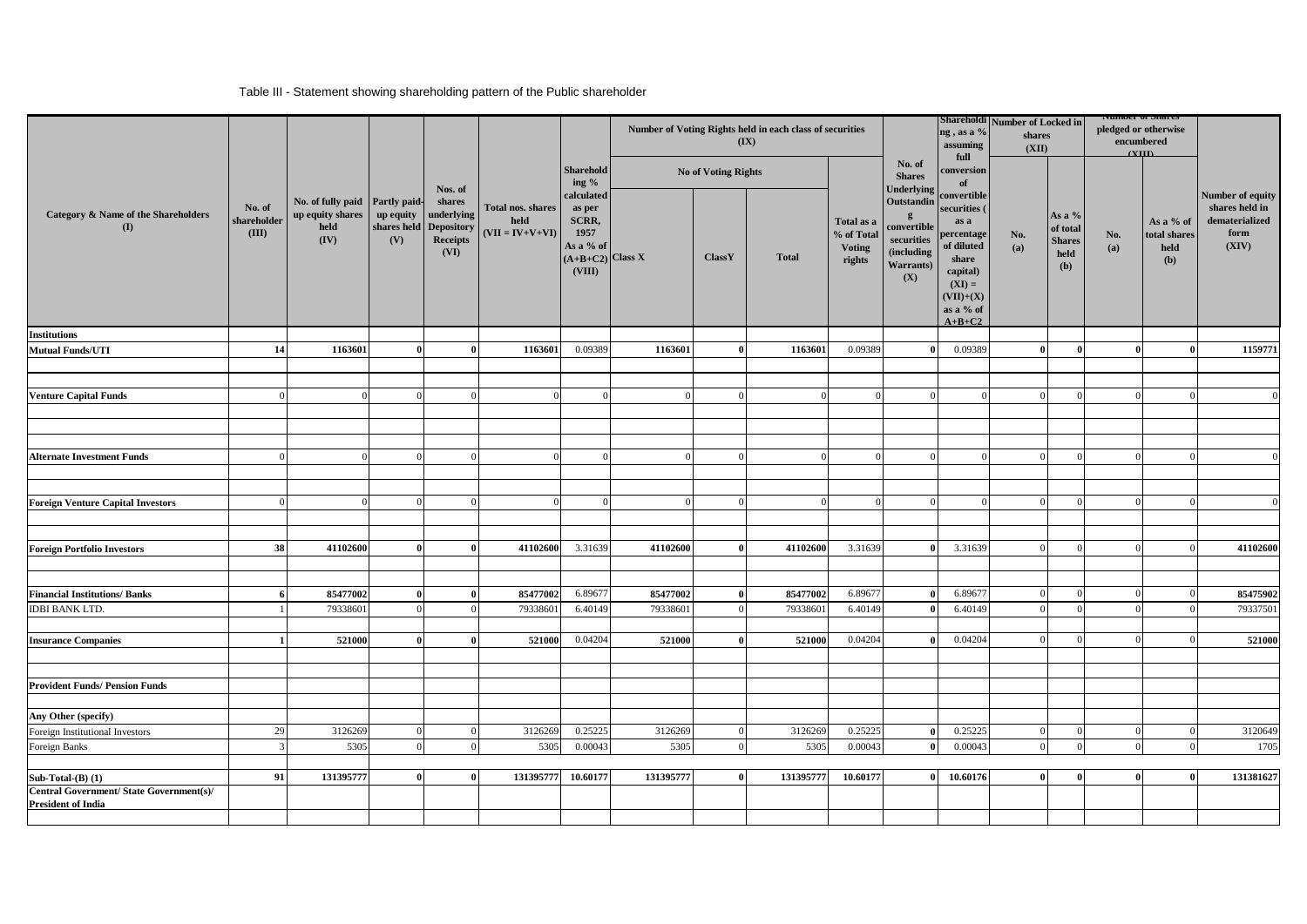Table III - Statement showing shareholding pattern of the Public shareholder

| Category & Name of the Shareholders (I) | No. of shareholder (III) | No. of fully paid up equity shares held (IV) | Partly paid-up equity shares held (V) | Nos. of shares underlying Depository Receipts (VI) | Total nos. shares held (VII = IV+V+VI) | Shareholding % calculated as per SCRR, 1957 As a % of (A+B+C2) (VIII) | Number of Voting Rights held in each class of securities (IX) | | | | No. of Shares Underlying Outstanding convertible securities (including Warrants) (X) | Shareholding , as a % assuming full conversion of convertible securities ( as a percentage of diluted share capital) (XI) = (VII)+(X) as a % of A+B+C2 | Number of Locked in shares (XII) | | Number of Shares pledged or otherwise encumbered (XIII) | | Number of equity shares held in dematerialized form (XIV) |
|---|---|---|---|---|---|---|---|---|---|---|---|---|---|---|---|---|---|
| | | | | | | | No of Voting Rights | | | Total as a % of Total Voting rights | | | No. (a) | As a % of total Shares held (b) | No. (a) | As a % of total shares held (b) | |
| | | | | | | | Class X | ClassY | Total | | | | | | | | |
| **Institutions** | | | | | | | | | | | | | | | | | |
| **Mutual Funds/UTI** | 14 | 1163601 | 0 | 0 | 1163601 | 0.09389 | 1163601 | 0 | 1163601 | 0.09389 | 0 | 0.09389 | 0 | 0 | 0 | 0 | 1159771 |
| **Venture Capital Funds** | 0 | 0 | 0 | 0 | 0 | 0 | 0 | 0 | 0 | 0 | 0 | 0 | 0 | 0 | 0 | 0 | 0 |
| **Alternate Investment Funds** | 0 | 0 | 0 | 0 | 0 | 0 | 0 | 0 | 0 | 0 | 0 | 0 | 0 | 0 | 0 | 0 | 0 |
| **Foreign Venture Capital Investors** | 0 | 0 | 0 | 0 | 0 | 0 | 0 | 0 | 0 | 0 | 0 | 0 | 0 | 0 | 0 | 0 | 0 |
| **Foreign Portfolio Investors** | 38 | 41102600 | 0 | 0 | 41102600 | 3.31639 | 41102600 | 0 | 41102600 | 3.31639 | 0 | 3.31639 | 0 | 0 | 0 | 0 | 41102600 |
| **Financial Institutions/ Banks** | 6 | 85477002 | 0 | 0 | 85477002 | 6.89677 | 85477002 | 0 | 85477002 | 6.89677 | 0 | 6.89677 | 0 | 0 | 0 | 0 | 85475902 |
| IDBI BANK LTD. | 1 | 79338601 | 0 | 0 | 79338601 | 6.40149 | 79338601 | 0 | 79338601 | 6.40149 | 0 | 6.40149 | 0 | 0 | 0 | 0 | 79337501 |
| **Insurance Companies** | 1 | 521000 | 0 | 0 | 521000 | 0.04204 | 521000 | 0 | 521000 | 0.04204 | 0 | 0.04204 | 0 | 0 | 0 | 0 | 521000 |
| **Provident Funds/ Pension Funds** | | | | | | | | | | | | | | | | | |
| **Any Other (specify)** | | | | | | | | | | | | | | | | | |
| Foreign Institutional Investors | 29 | 3126269 | 0 | 0 | 3126269 | 0.25225 | 3126269 | 0 | 3126269 | 0.25225 | 0 | 0.25225 | 0 | 0 | 0 | 0 | 3120649 |
| Foreign Banks | 3 | 5305 | 0 | 0 | 5305 | 0.00043 | 5305 | 0 | 5305 | 0.00043 | 0 | 0.00043 | 0 | 0 | 0 | 0 | 1705 |
| **Sub-Total-(B) (1)** | 91 | 131395777 | 0 | 0 | 131395777 | 10.60177 | 131395777 | 0 | 131395777 | 10.60177 | 0 | 10.60176 | 0 | 0 | 0 | 0 | 131381627 |
| **Central Government/ State Government(s)/ President of India** | | | | | | | | | | | | | | | | | |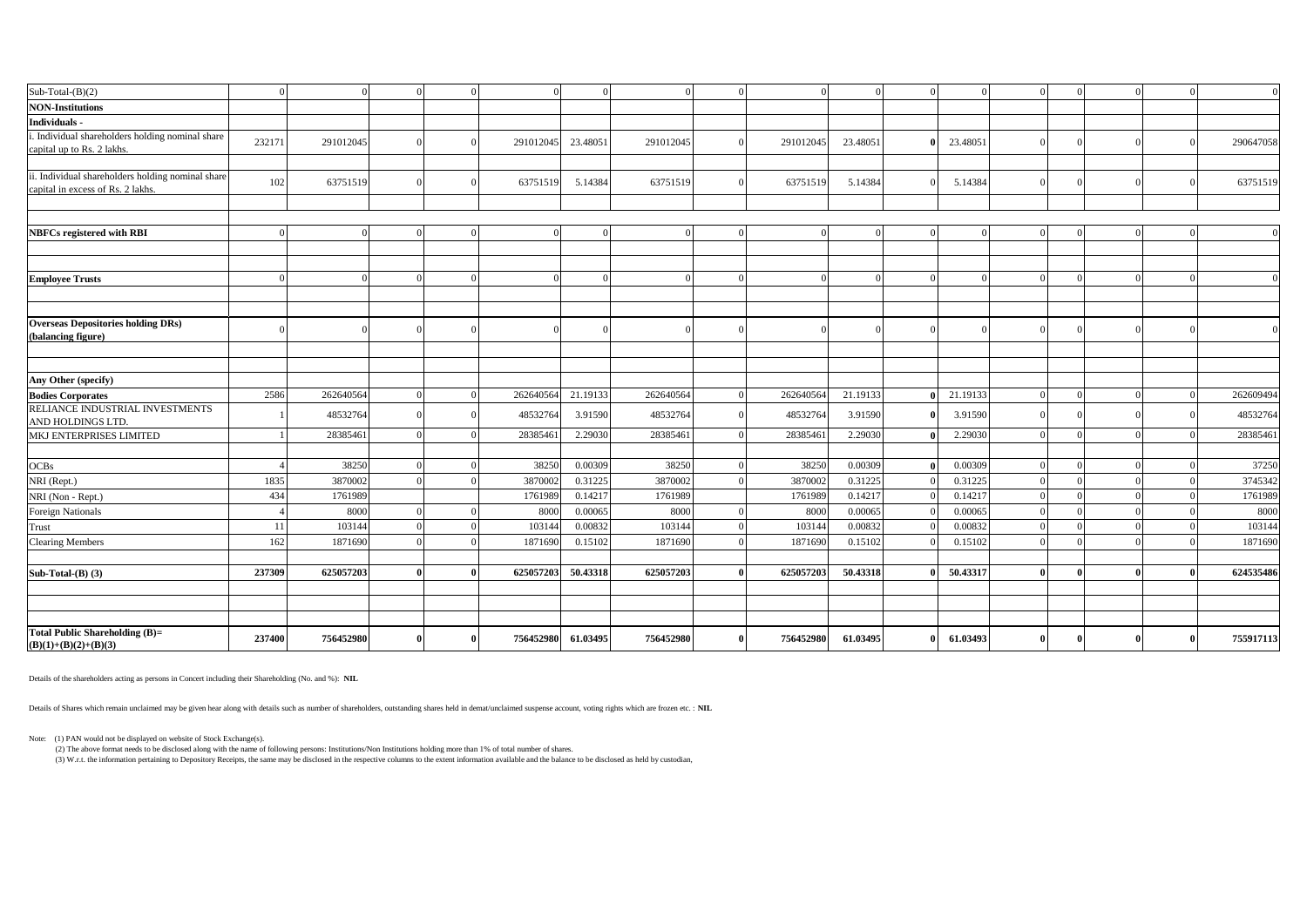| | | | | | | | | | | | | | | | | | |
|---|---|---|---|---|---|---|---|---|---|---|---|---|---|---|---|---|---|
| Sub-Total-(B)(2) | 0 | 0 | 0 | 0 | 0 | 0 | 0 | 0 | 0 | 0 | 0 | 0 | 0 | 0 | 0 | 0 | 0 |
| **NON-Institutions** | | | | | | | | | | | | | | | | | |
| **Individuals -** | | | | | | | | | | | | | | | | | |
| i. Individual shareholders holding nominal share capital up to Rs. 2 lakhs. | 232171 | 291012045 | 0 | 0 | 291012045 | 23.48051 | 291012045 | 0 | 291012045 | 23.48051 | **0** | 23.48051 | 0 | 0 | 0 | 0 | 290647058 |
| | | | | | | | | | | | | | | | | | |
| ii. Individual shareholders holding nominal share capital in excess of Rs. 2 lakhs. | 102 | 63751519 | 0 | 0 | 63751519 | 5.14384 | 63751519 | 0 | 63751519 | 5.14384 | 0 | 5.14384 | 0 | 0 | 0 | 0 | 63751519 |
| | | | | | | | | | | | | | | | | | |
| | | | | | | | | | | | | | | | | | |
| **NBFCs registered with RBI** | 0 | 0 | 0 | 0 | 0 | 0 | 0 | 0 | 0 | 0 | 0 | 0 | 0 | 0 | 0 | 0 | 0 |
| | | | | | | | | | | | | | | | | | |
| | | | | | | | | | | | | | | | | | |
| **Employee Trusts** | 0 | 0 | 0 | 0 | 0 | 0 | 0 | 0 | 0 | 0 | 0 | 0 | 0 | 0 | 0 | 0 | 0 |
| | | | | | | | | | | | | | | | | | |
| | | | | | | | | | | | | | | | | | |
| **Overseas Depositories holding DRs) (balancing figure)** | 0 | 0 | 0 | 0 | 0 | 0 | 0 | 0 | 0 | 0 | 0 | 0 | 0 | 0 | 0 | 0 | 0 |
| | | | | | | | | | | | | | | | | | |
| | | | | | | | | | | | | | | | | | |
| **Any Other (specify)** | | | | | | | | | | | | | | | | | |
| **Bodies Corporates** | 2586 | 262640564 | 0 | 0 | 262640564 | 21.19133 | 262640564 | 0 | 262640564 | 21.19133 | **0** | 21.19133 | 0 | 0 | 0 | 0 | 262609494 |
| RELIANCE INDUSTRIAL INVESTMENTS AND HOLDINGS LTD. | 1 | 48532764 | 0 | 0 | 48532764 | 3.91590 | 48532764 | 0 | 48532764 | 3.91590 | **0** | 3.91590 | 0 | 0 | 0 | 0 | 48532764 |
| MKJ ENTERPRISES LIMITED | 1 | 28385461 | 0 | 0 | 28385461 | 2.29030 | 28385461 | 0 | 28385461 | 2.29030 | **0** | 2.29030 | 0 | 0 | 0 | 0 | 28385461 |
| | | | | | | | | | | | | | | | | | |
| OCBs | 4 | 38250 | 0 | 0 | 38250 | 0.00309 | 38250 | 0 | 38250 | 0.00309 | **0** | 0.00309 | 0 | 0 | 0 | 0 | 37250 |
| NRI (Rept.) | 1835 | 3870002 | 0 | 0 | 3870002 | 0.31225 | 3870002 | 0 | 3870002 | 0.31225 | 0 | 0.31225 | 0 | 0 | 0 | 0 | 3745342 |
| NRI (Non - Rept.) | 434 | 1761989 | | | 1761989 | 0.14217 | 1761989 | | 1761989 | 0.14217 | 0 | 0.14217 | 0 | 0 | 0 | 0 | 1761989 |
| Foreign Nationals | 4 | 8000 | 0 | 0 | 8000 | 0.00065 | 8000 | 0 | 8000 | 0.00065 | 0 | 0.00065 | 0 | 0 | 0 | 0 | 8000 |
| Trust | 11 | 103144 | 0 | 0 | 103144 | 0.00832 | 103144 | 0 | 103144 | 0.00832 | 0 | 0.00832 | 0 | 0 | 0 | 0 | 103144 |
| Clearing Members | 162 | 1871690 | 0 | 0 | 1871690 | 0.15102 | 1871690 | 0 | 1871690 | 0.15102 | 0 | 0.15102 | 0 | 0 | 0 | 0 | 1871690 |
| | | | | | | | | | | | | | | | | | |
| **Sub-Total-(B) (3)** | **237309** | **625057203** | **0** | **0** | **625057203** | **50.43318** | **625057203** | **0** | **625057203** | **50.43318** | **0** | **50.43317** | **0** | **0** | **0** | **0** | **624535486** |
| | | | | | | | | | | | | | | | | | |
| | | | | | | | | | | | | | | | | | |
| | | | | | | | | | | | | | | | | | |
| **Total Public Shareholding (B)= (B)(1)+(B)(2)+(B)(3)** | **237400** | **756452980** | **0** | **0** | **756452980** | **61.03495** | **756452980** | **0** | **756452980** | **61.03495** | **0** | **61.03493** | **0** | **0** | **0** | **0** | **755917113** |

Details of the shareholders acting as persons in Concert including their Shareholding (No. and %): **NIL**

Details of Shares which remain unclaimed may be given hear along with details such as number of shareholders, outstanding shares held in demat/unclaimed suspense account, voting rights which are frozen etc. : **NIL**

Note: (1) PAN would not be displayed on website of Stock Exchange(s).

(2) The above format needs to be disclosed along with the name of following persons: Institutions/Non Institutions holding more than 1% of total number of shares.

(3) W.r.t. the information pertaining to Depository Receipts, the same may be disclosed in the respective columns to the extent information available and the balance to be disclosed as held by custodian,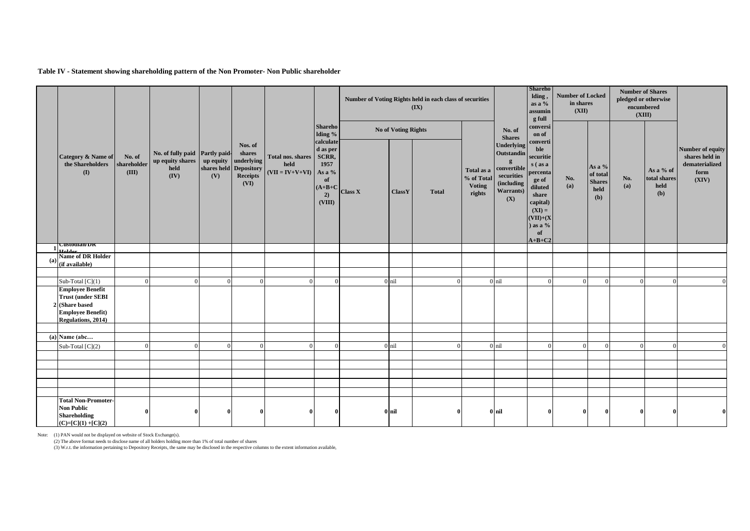## Table IV - Statement showing shareholding pattern of the Non Promoter- Non Public shareholder

| | Category & Name of the Shareholders (I) | No. of shareholder (III) | No. of fully paid up equity shares held (IV) | Partly paid-up equity shares held (V) | Nos. of shares underlying Depository Receipts (VI) | Total nos. shares held (VII = IV+V+VI) | Shareholding % calculated as per SCRR, 1957 As a % of (A+B+C2) (VIII) | Number of Voting Rights held in each class of securities (IX) | | | | No. of Shares Underlying Outstanding convertible securities (including Warrants) (X) | Shareholding , as a % assuming full conversion of convertible securities ( as a percentage of diluted share capital) (XI) = (VII)+(X) as a % of A+B+C2 | Number of Locked in shares (XII) | | Number of Shares pledged or otherwise encumbered (XIII) | | Number of equity shares held in dematerialized form (XIV) |
|---|---|---|---|---|---|---|---|---|---|---|---|---|---|---|---|---|---|---|
| | | | | | | | | No of Voting Rights | | | Total as a % of Total Voting rights | | | No. (a) | As a % of total Shares held (b) | No. (a) | As a % of total shares held (b) | |
| | | | | | | | | Class X | ClassY | Total | | | | | | | | |
| 1 | Custodian/DR Holder | | | | | | | | | | | | | | | | | |
| (a) | Name of DR Holder (if available) | | | | | | | | | | | | | | | | | |
| | | | | | | | | | | | | | | | | | | |
| | Sub-Total [C](1) | 0 | 0 | 0 | 0 | 0 | 0 | 0 | nil | 0 | 0 | nil | 0 | 0 | 0 | 0 | 0 | 0 |
| 2 | Employee Benefit Trust (under SEBI (Share based Employee Benefit) Regulations, 2014) | | | | | | | | | | | | | | | | | |
| | | | | | | | | | | | | | | | | | | |
| (a) | Name (abc… | | | | | | | | | | | | | | | | | |
| | Sub-Total [C](2) | 0 | 0 | 0 | 0 | 0 | 0 | 0 | nil | 0 | 0 | nil | 0 | 0 | 0 | 0 | 0 | 0 |
| | | | | | | | | | | | | | | | | | | |
| | | | | | | | | | | | | | | | | | | |
| | | | | | | | | | | | | | | | | | | |
| | | | | | | | | | | | | | | | | | | |
| | | | | | | | | | | | | | | | | | | |
| | **Total Non-Promoter- Non Public Shareholding (C)=[C](1) +[C](2)** | **0** | **0** | **0** | **0** | **0** | **0** | **0** | **nil** | **0** | **0** | **nil** | **0** | **0** | **0** | **0** | **0** | **0** |

Note: (1) PAN would not be displayed on website of Stock Exchange(s).

(2) The above format needs to disclose name of all holders holding more than 1% of total number of shares

(3) W.r.t. the information pertaining to Depository Receipts, the same may be disclosed in the respective columns to the extent information available,